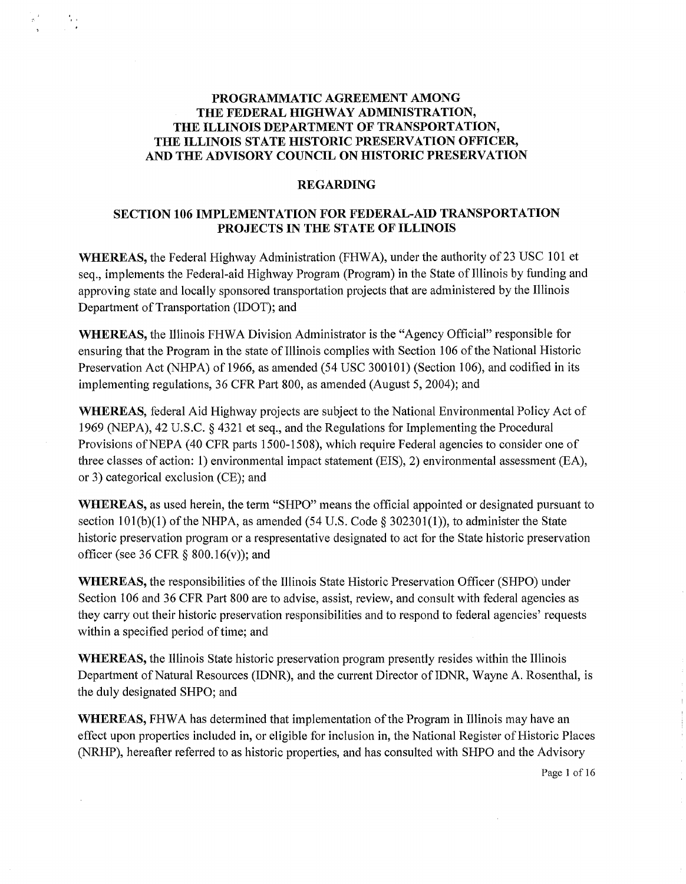# PROGRAMMATIC AGREEMENT AMONG THE FEDERAL HIGHWAY ADMINISTRATION, THE ILLINOIS DEPARTMENT OF TRANSPORTATION, THE ILLINOIS STATE HISTORIC PRESERVATION OFFICER, AND THE ADVISORY COUNCIL ON HISTORIC PRESERVATION

## REGARDING

## SECTION 106 IMPLEMENTATION FOR FEDERAL-AID TRANSPORTATION PROJECTS IN THE STATE OF ILLINOIS

**WHEREAS,** the Federal Highway Administration (FHWA), under the authority of 23 USC 101 et seq., implements the Federal-aid Highway Program (Program) in the State of Illinois by funding and approving state and locally sponsored transportation projects that are administered by the Illinois Department of Transportation (IDOT); and

**WHEREAS,** the Illinois FHWA Division Administrator is the "Agency Official" responsible for ensuring that the Program in the state of Illinois complies with Section 106 of the National Historic Preservation Act (NHPA) of 1966, as amended (54 USC 300101) (Section 106), and codified in its implementing regulations, 36 CFR Part 800, as amended (August 5, 2004); and

**WHEREAS,** federal Aid Highway projects are subject to the National Environmental Policy Act of 1969 (NEPA), 42 U.S.C. § 4321 et seq., and the Regulations for Implementing the Procedural Provisions of NEPA (40 CFR parts 1500-1508), which require Federal agencies to consider one of three classes of action: 1) environmental impact statement (EIS), 2) environmental assessment (EA), or 3) categorical exclusion (CE); and

**WHEREAS,** as used herein, the term "SHPO" means the official appointed or designated pursuant to section 101(b)(1) of the NHPA, as amended (54 U.S. Code § 302301(1)), to administer the State historic preservation program or a respresentative designated to act for the State historic preservation officer (see 36 CFR § 800.16(v)); and

**WHEREAS,** the responsibilities of the Illinois State Historic Preservation Officer (SHPO) under Section 106 and 36 CFR Part 800 are to advise, assist, review, and consult with federal agencies as they carry out their historic preservation responsibilities and to respond to federal agencies' requests within a specified period of time; and

**WHEREAS,** the Illinois State historic preservation program presently resides within the Illinois Department of Natural Resources (IDNR), and the current Director of IDNR, Wayne A. Rosenthal, is the duly designated SHPO; and

**WHEREAS,** FHWA has determined that implementation of the Program in Illinois may have an effect upon properties included in, or eligible for inclusion in, the National Register of Historic Places (NRHP), hereafter referred to as historic properties, and has consulted with SHPO and the Advisory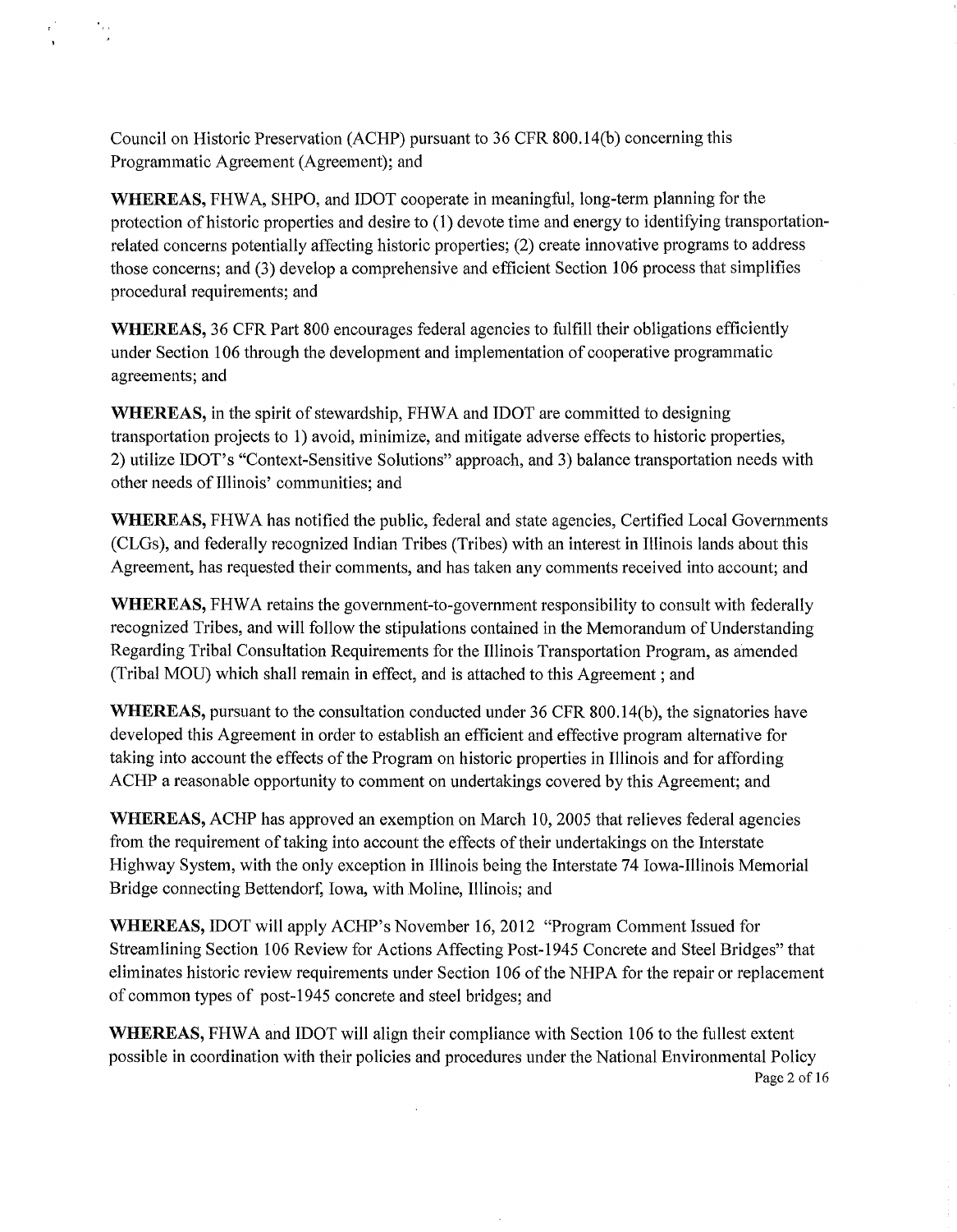Council on Historic Preservation (ACHP) pursuant to 36 CFR 800.14(b) concerning this Programmatic Agreement (Agreement); and

**WHEREAS,** FHWA, SHPO, and IDOT cooperate in meaningful, long-term planning for the protection of historic properties and desire to (1) devote time and energy to identifying transportation-related concerns potentially affecting historic properties; (2) create innovative programs to address those concerns; and (3) develop a comprehensive and efficient Section 106 process that simplifies procedural requirements; and

**WHEREAS,** 36 CFR Part 800 encourages federal agencies to fulfill their obligations efficiently under Section 106 through the development and implementation of cooperative programmatic agreements; and

**WHEREAS,** in the spirit of stewardship, FHWA and IDOT are committed to designing transportation projects to 1) avoid, minimize, and mitigate adverse effects to historic properties, 2) utilize IDOT's "Context-Sensitive Solutions" approach, and 3) balance transportation needs with other needs of Illinois' communities; and

**WHEREAS,** FHWA has notified the public, federal and state agencies, Certified Local Governments (CLGs), and federally recognized Indian Tribes (Tribes) with an interest in Illinois lands about this Agreement, has requested their comments, and has taken any comments received into account; and

**WHEREAS,** FHWA retains the government-to-government responsibility to consult with federally recognized Tribes, and will follow the stipulations contained in the Memorandum of Understanding Regarding Tribal Consultation Requirements for the Illinois Transportation Program, as amended (Tribal MOU) which shall remain in effect, and is attached to this Agreement ; and

**WHEREAS,** pursuant to the consultation conducted under 36 CFR 800.14(b), the signatories have developed this Agreement in order to establish an efficient and effective program alternative for taking into account the effects of the Program on historic properties in Illinois and for affording ACHP a reasonable opportunity to comment on undertakings covered by this Agreement; and

**WHEREAS,** ACHP has approved an exemption on March 10, 2005 that relieves federal agencies from the requirement of taking into account the effects of their undertakings on the Interstate Highway System, with the only exception in Illinois being the Interstate 74 Iowa-Illinois Memorial Bridge connecting Bettendorf, Iowa, with Moline, Illinois; and

**WHEREAS,** IDOT will apply ACHP's November 16, 2012 "Program Comment Issued for Streamlining Section 106 Review for Actions Affecting Post-1945 Concrete and Steel Bridges" that eliminates historic review requirements under Section 106 of the NHPA for the repair or replacement of common types of post-1945 concrete and steel bridges; and

**WHEREAS,** FHWA and IDOT will align their compliance with Section 106 to the fullest extent possible in coordination with their policies and procedures under the National Environmental Policy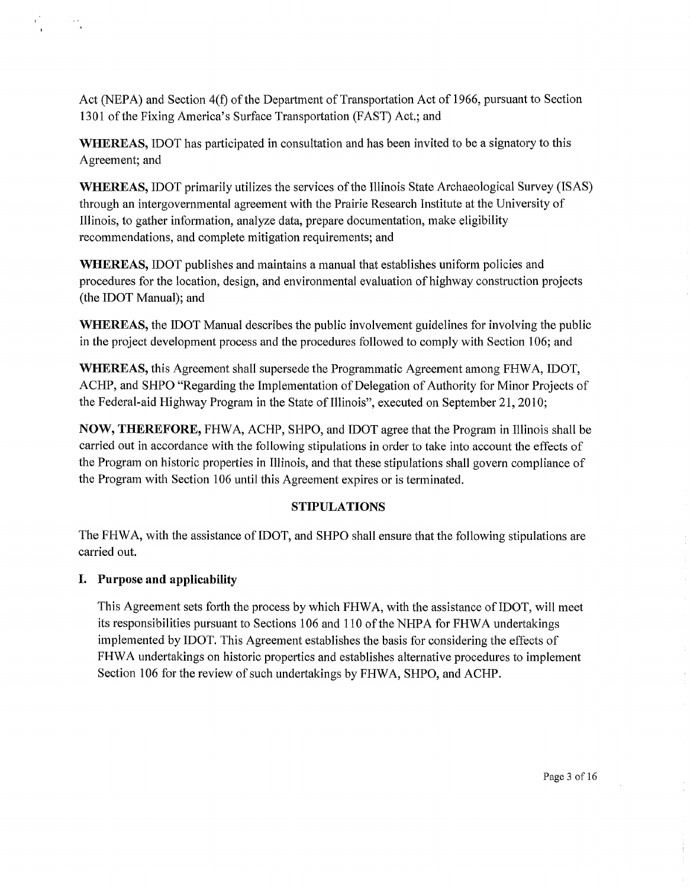Act (NEPA) and Section 4(f) of the Department of Transportation Act of 1966, pursuant to Section 1301 of the Fixing America's Surface Transportation (FAST) Act.; and

**WHEREAS,** IDOT has participated in consultation and has been invited to be a signatory to this Agreement; and

**WHEREAS,** IDOT primarily utilizes the services of the Illinois State Archaeological Survey (ISAS) through an intergovernmental agreement with the Prairie Research Institute at the University of Illinois, to gather information, analyze data, prepare documentation, make eligibility recommendations, and complete mitigation requirements; and

**WHEREAS,** IDOT publishes and maintains a manual that establishes uniform policies and procedures for the location, design, and environmental evaluation of highway construction projects (the IDOT Manual); and

**WHEREAS,** the IDOT Manual describes the public involvement guidelines for involving the public in the project development process and the procedures followed to comply with Section 106; and

**WHEREAS,** this Agreement shall supersede the Programmatic Agreement among FHWA, IDOT, ACHP, and SHPO "Regarding the Implementation of Delegation of Authority for Minor Projects of the Federal-aid Highway Program in the State of Illinois", executed on September 21, 2010;

**NOW, THEREFORE,** FHWA, ACHP, SHPO, and IDOT agree that the Program in Illinois shall be carried out in accordance with the following stipulations in order to take into account the effects of the Program on historic properties in Illinois, and that these stipulations shall govern compliance of the Program with Section 106 until this Agreement expires or is terminated.

## STIPULATIONS

The FHWA, with the assistance of IDOT, and SHPO shall ensure that the following stipulations are carried out.

### I. Purpose and applicability

This Agreement sets forth the process by which FHWA, with the assistance of IDOT, will meet its responsibilities pursuant to Sections 106 and 110 of the NHPA for FHWA undertakings implemented by IDOT. This Agreement establishes the basis for considering the effects of FHWA undertakings on historic properties and establishes alternative procedures to implement Section 106 for the review of such undertakings by FHWA, SHPO, and ACHP.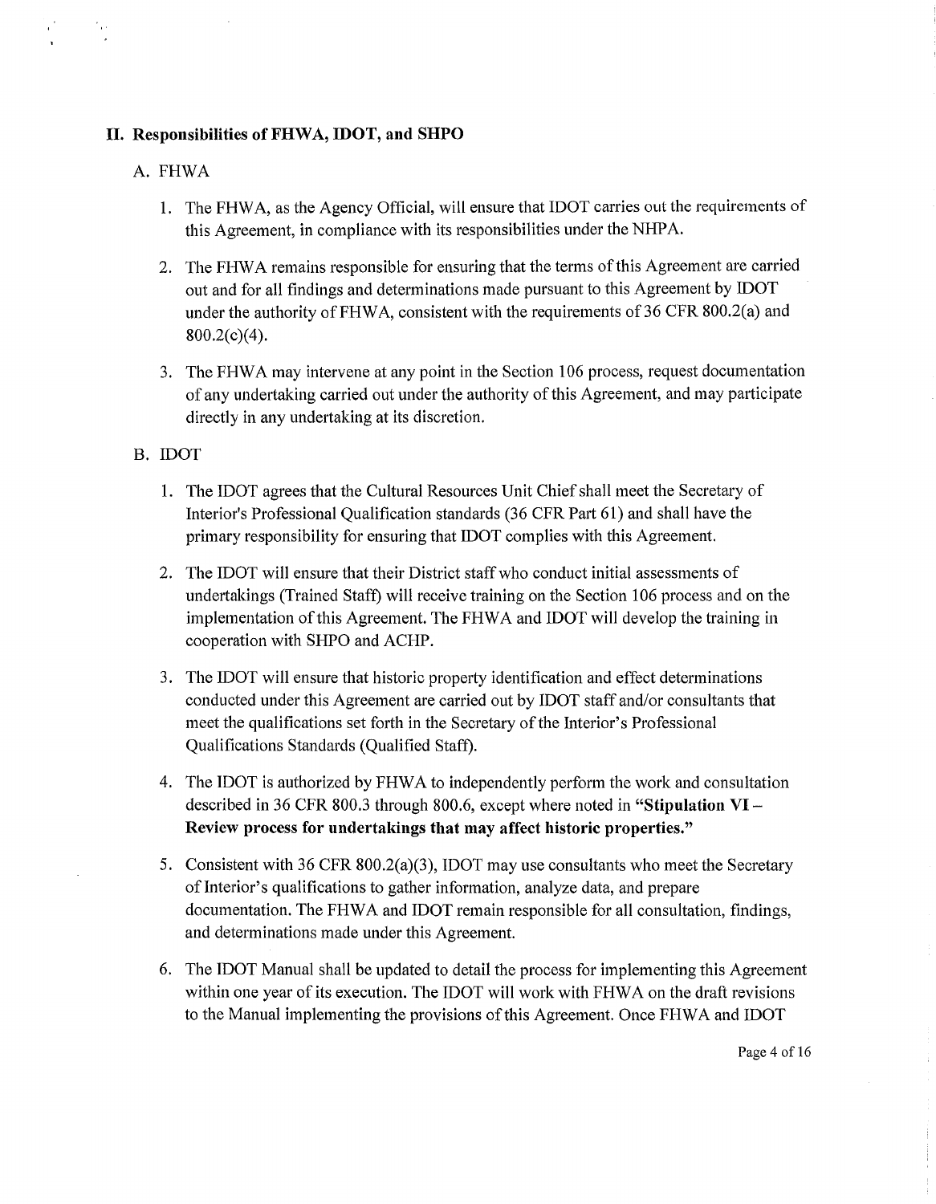## II. Responsibilities of FHWA, IDOT, and SHPO

A. FHWA

1. The FHWA, as the Agency Official, will ensure that IDOT carries out the requirements of this Agreement, in compliance with its responsibilities under the NHPA.

2. The FHWA remains responsible for ensuring that the terms of this Agreement are carried out and for all findings and determinations made pursuant to this Agreement by IDOT under the authority of FHWA, consistent with the requirements of 36 CFR 800.2(a) and 800.2(c)(4).

3. The FHWA may intervene at any point in the Section 106 process, request documentation of any undertaking carried out under the authority of this Agreement, and may participate directly in any undertaking at its discretion.

B. IDOT

1. The IDOT agrees that the Cultural Resources Unit Chief shall meet the Secretary of Interior's Professional Qualification standards (36 CFR Part 61) and shall have the primary responsibility for ensuring that IDOT complies with this Agreement.

2. The IDOT will ensure that their District staff who conduct initial assessments of undertakings (Trained Staff) will receive training on the Section 106 process and on the implementation of this Agreement. The FHWA and IDOT will develop the training in cooperation with SHPO and ACHP.

3. The IDOT will ensure that historic property identification and effect determinations conducted under this Agreement are carried out by IDOT staff and/or consultants that meet the qualifications set forth in the Secretary of the Interior's Professional Qualifications Standards (Qualified Staff).

4. The IDOT is authorized by FHWA to independently perform the work and consultation described in 36 CFR 800.3 through 800.6, except where noted in **"Stipulation VI – Review process for undertakings that may affect historic properties."**

5. Consistent with 36 CFR 800.2(a)(3), IDOT may use consultants who meet the Secretary of Interior's qualifications to gather information, analyze data, and prepare documentation. The FHWA and IDOT remain responsible for all consultation, findings, and determinations made under this Agreement.

6. The IDOT Manual shall be updated to detail the process for implementing this Agreement within one year of its execution. The IDOT will work with FHWA on the draft revisions to the Manual implementing the provisions of this Agreement. Once FHWA and IDOT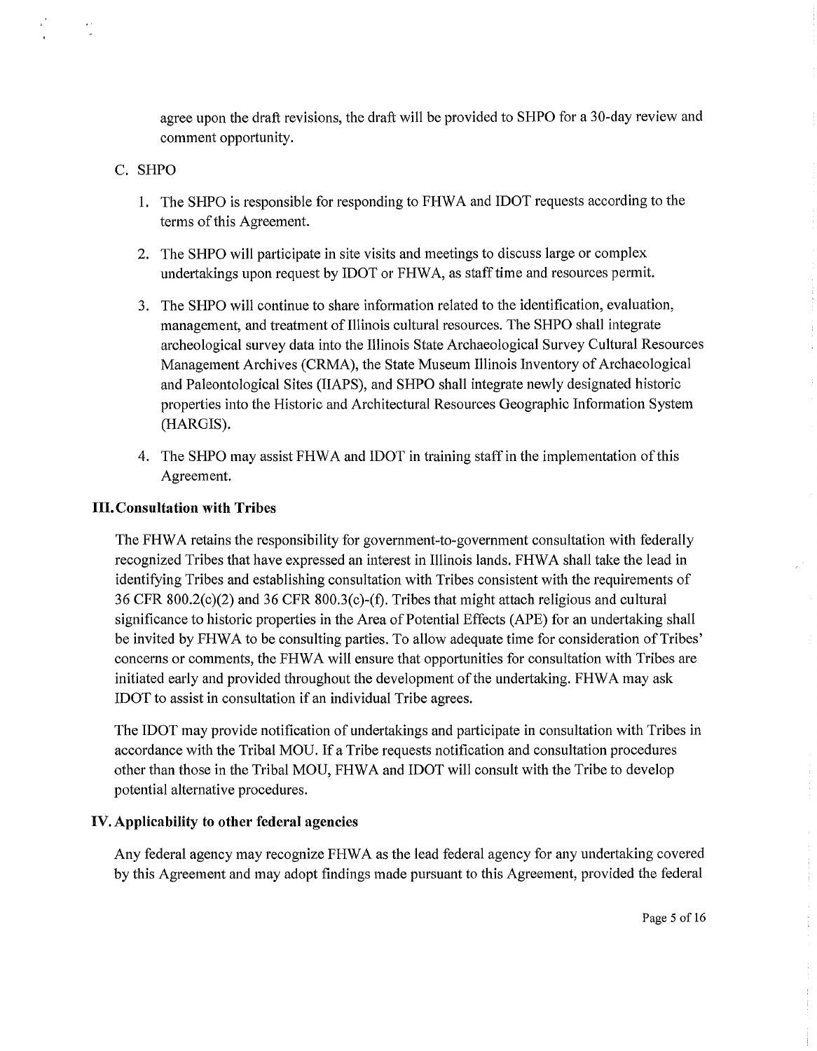agree upon the draft revisions, the draft will be provided to SHPO for a 30-day review and comment opportunity.

C. SHPO

1. The SHPO is responsible for responding to FHWA and IDOT requests according to the terms of this Agreement.

2. The SHPO will participate in site visits and meetings to discuss large or complex undertakings upon request by IDOT or FHWA, as staff time and resources permit.

3. The SHPO will continue to share information related to the identification, evaluation, management, and treatment of Illinois cultural resources. The SHPO shall integrate archeological survey data into the Illinois State Archaeological Survey Cultural Resources Management Archives (CRMA), the State Museum Illinois Inventory of Archaeological and Paleontological Sites (IIAPS), and SHPO shall integrate newly designated historic properties into the Historic and Architectural Resources Geographic Information System (HARGIS).

4. The SHPO may assist FHWA and IDOT in training staff in the implementation of this Agreement.

## III. Consultation with Tribes

The FHWA retains the responsibility for government-to-government consultation with federally recognized Tribes that have expressed an interest in Illinois lands. FHWA shall take the lead in identifying Tribes and establishing consultation with Tribes consistent with the requirements of 36 CFR 800.2(c)(2) and 36 CFR 800.3(c)-(f). Tribes that might attach religious and cultural significance to historic properties in the Area of Potential Effects (APE) for an undertaking shall be invited by FHWA to be consulting parties. To allow adequate time for consideration of Tribes' concerns or comments, the FHWA will ensure that opportunities for consultation with Tribes are initiated early and provided throughout the development of the undertaking. FHWA may ask IDOT to assist in consultation if an individual Tribe agrees.

The IDOT may provide notification of undertakings and participate in consultation with Tribes in accordance with the Tribal MOU. If a Tribe requests notification and consultation procedures other than those in the Tribal MOU, FHWA and IDOT will consult with the Tribe to develop potential alternative procedures.

## IV. Applicability to other federal agencies

Any federal agency may recognize FHWA as the lead federal agency for any undertaking covered by this Agreement and may adopt findings made pursuant to this Agreement, provided the federal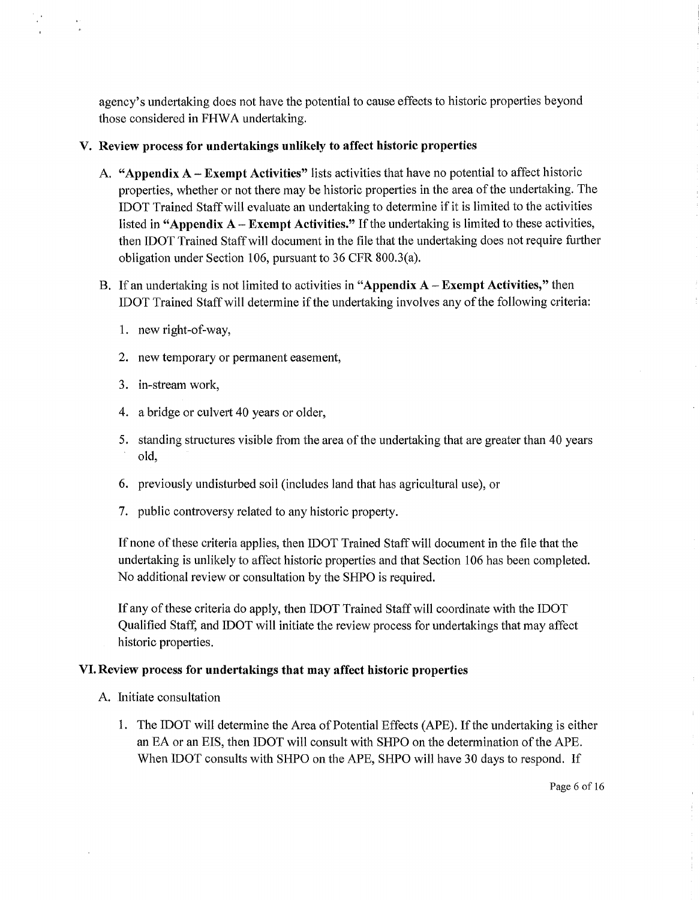agency's undertaking does not have the potential to cause effects to historic properties beyond those considered in FHWA undertaking.

## V. Review process for undertakings unlikely to affect historic properties

A. **"Appendix A – Exempt Activities"** lists activities that have no potential to affect historic properties, whether or not there may be historic properties in the area of the undertaking. The IDOT Trained Staff will evaluate an undertaking to determine if it is limited to the activities listed in **"Appendix A – Exempt Activities."** If the undertaking is limited to these activities, then IDOT Trained Staff will document in the file that the undertaking does not require further obligation under Section 106, pursuant to 36 CFR 800.3(a).

B. If an undertaking is not limited to activities in **"Appendix A – Exempt Activities,"** then IDOT Trained Staff will determine if the undertaking involves any of the following criteria:

1. new right-of-way,
2. new temporary or permanent easement,
3. in-stream work,
4. a bridge or culvert 40 years or older,
5. standing structures visible from the area of the undertaking that are greater than 40 years old,
6. previously undisturbed soil (includes land that has agricultural use), or
7. public controversy related to any historic property.

If none of these criteria applies, then IDOT Trained Staff will document in the file that the undertaking is unlikely to affect historic properties and that Section 106 has been completed. No additional review or consultation by the SHPO is required.

If any of these criteria do apply, then IDOT Trained Staff will coordinate with the IDOT Qualified Staff, and IDOT will initiate the review process for undertakings that may affect historic properties.

## VI. Review process for undertakings that may affect historic properties

A. Initiate consultation

1. The IDOT will determine the Area of Potential Effects (APE). If the undertaking is either an EA or an EIS, then IDOT will consult with SHPO on the determination of the APE. When IDOT consults with SHPO on the APE, SHPO will have 30 days to respond. If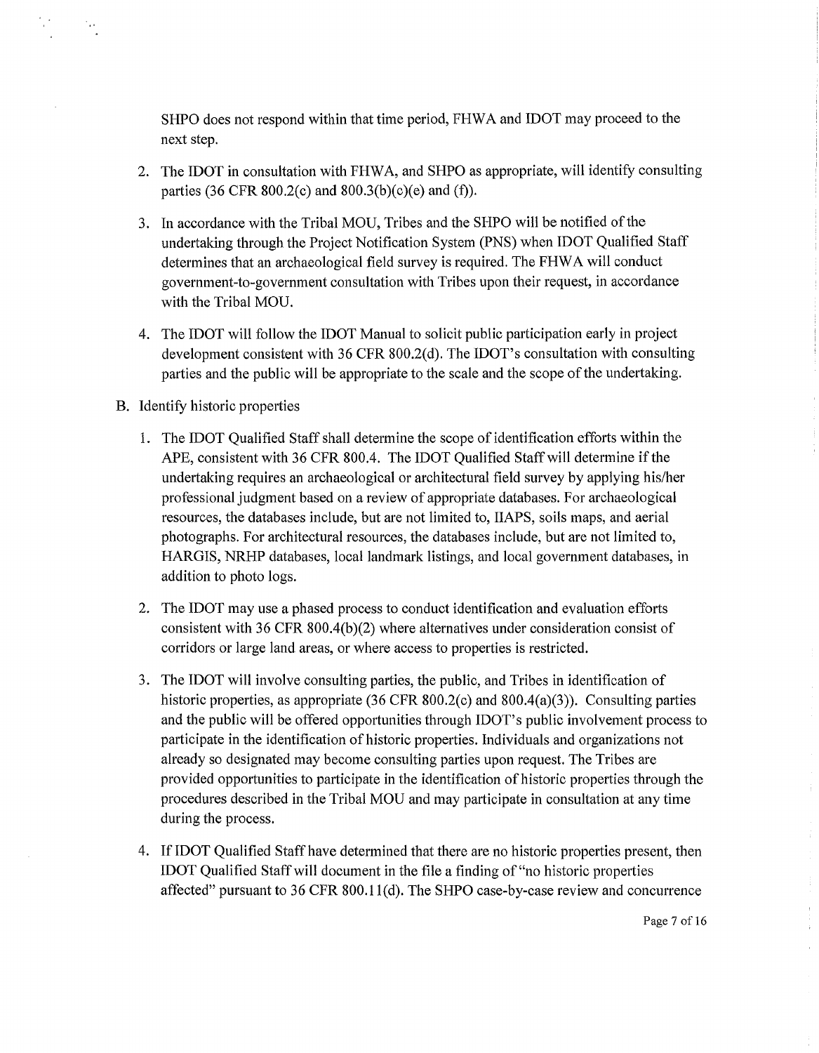SHPO does not respond within that time period, FHWA and IDOT may proceed to the next step.

2. The IDOT in consultation with FHWA, and SHPO as appropriate, will identify consulting parties (36 CFR 800.2(c) and 800.3(b)(c)(e) and (f)).

3. In accordance with the Tribal MOU, Tribes and the SHPO will be notified of the undertaking through the Project Notification System (PNS) when IDOT Qualified Staff determines that an archaeological field survey is required. The FHWA will conduct government-to-government consultation with Tribes upon their request, in accordance with the Tribal MOU.

4. The IDOT will follow the IDOT Manual to solicit public participation early in project development consistent with 36 CFR 800.2(d). The IDOT's consultation with consulting parties and the public will be appropriate to the scale and the scope of the undertaking.

B. Identify historic properties

1. The IDOT Qualified Staff shall determine the scope of identification efforts within the APE, consistent with 36 CFR 800.4. The IDOT Qualified Staff will determine if the undertaking requires an archaeological or architectural field survey by applying his/her professional judgment based on a review of appropriate databases. For archaeological resources, the databases include, but are not limited to, IIAPS, soils maps, and aerial photographs. For architectural resources, the databases include, but are not limited to, HARGIS, NRHP databases, local landmark listings, and local government databases, in addition to photo logs.

2. The IDOT may use a phased process to conduct identification and evaluation efforts consistent with 36 CFR 800.4(b)(2) where alternatives under consideration consist of corridors or large land areas, or where access to properties is restricted.

3. The IDOT will involve consulting parties, the public, and Tribes in identification of historic properties, as appropriate (36 CFR 800.2(c) and 800.4(a)(3)). Consulting parties and the public will be offered opportunities through IDOT's public involvement process to participate in the identification of historic properties. Individuals and organizations not already so designated may become consulting parties upon request. The Tribes are provided opportunities to participate in the identification of historic properties through the procedures described in the Tribal MOU and may participate in consultation at any time during the process.

4. If IDOT Qualified Staff have determined that there are no historic properties present, then IDOT Qualified Staff will document in the file a finding of "no historic properties affected" pursuant to 36 CFR 800.11(d). The SHPO case-by-case review and concurrence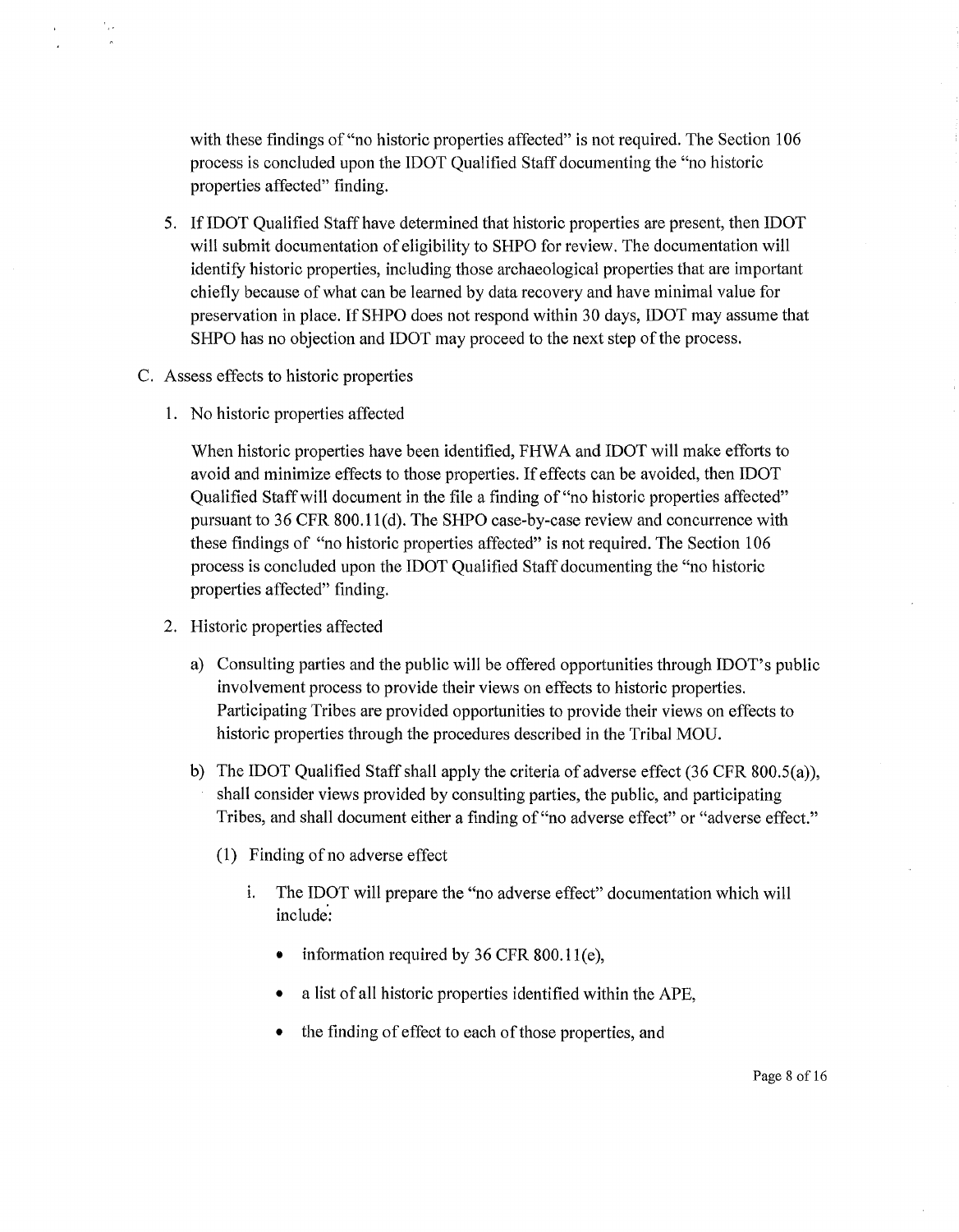with these findings of "no historic properties affected" is not required. The Section 106 process is concluded upon the IDOT Qualified Staff documenting the "no historic properties affected" finding.

5. If IDOT Qualified Staff have determined that historic properties are present, then IDOT will submit documentation of eligibility to SHPO for review. The documentation will identify historic properties, including those archaeological properties that are important chiefly because of what can be learned by data recovery and have minimal value for preservation in place. If SHPO does not respond within 30 days, IDOT may assume that SHPO has no objection and IDOT may proceed to the next step of the process.

C. Assess effects to historic properties

1. No historic properties affected

   When historic properties have been identified, FHWA and IDOT will make efforts to avoid and minimize effects to those properties. If effects can be avoided, then IDOT Qualified Staff will document in the file a finding of "no historic properties affected" pursuant to 36 CFR 800.11(d). The SHPO case-by-case review and concurrence with these findings of "no historic properties affected" is not required. The Section 106 process is concluded upon the IDOT Qualified Staff documenting the "no historic properties affected" finding.

2. Historic properties affected

   a) Consulting parties and the public will be offered opportunities through IDOT's public involvement process to provide their views on effects to historic properties. Participating Tribes are provided opportunities to provide their views on effects to historic properties through the procedures described in the Tribal MOU.

   b) The IDOT Qualified Staff shall apply the criteria of adverse effect (36 CFR 800.5(a)), shall consider views provided by consulting parties, the public, and participating Tribes, and shall document either a finding of "no adverse effect" or "adverse effect."

      (1) Finding of no adverse effect

         i. The IDOT will prepare the "no adverse effect" documentation which will include:

            - information required by 36 CFR 800.11(e),
            - a list of all historic properties identified within the APE,
            - the finding of effect to each of those properties, and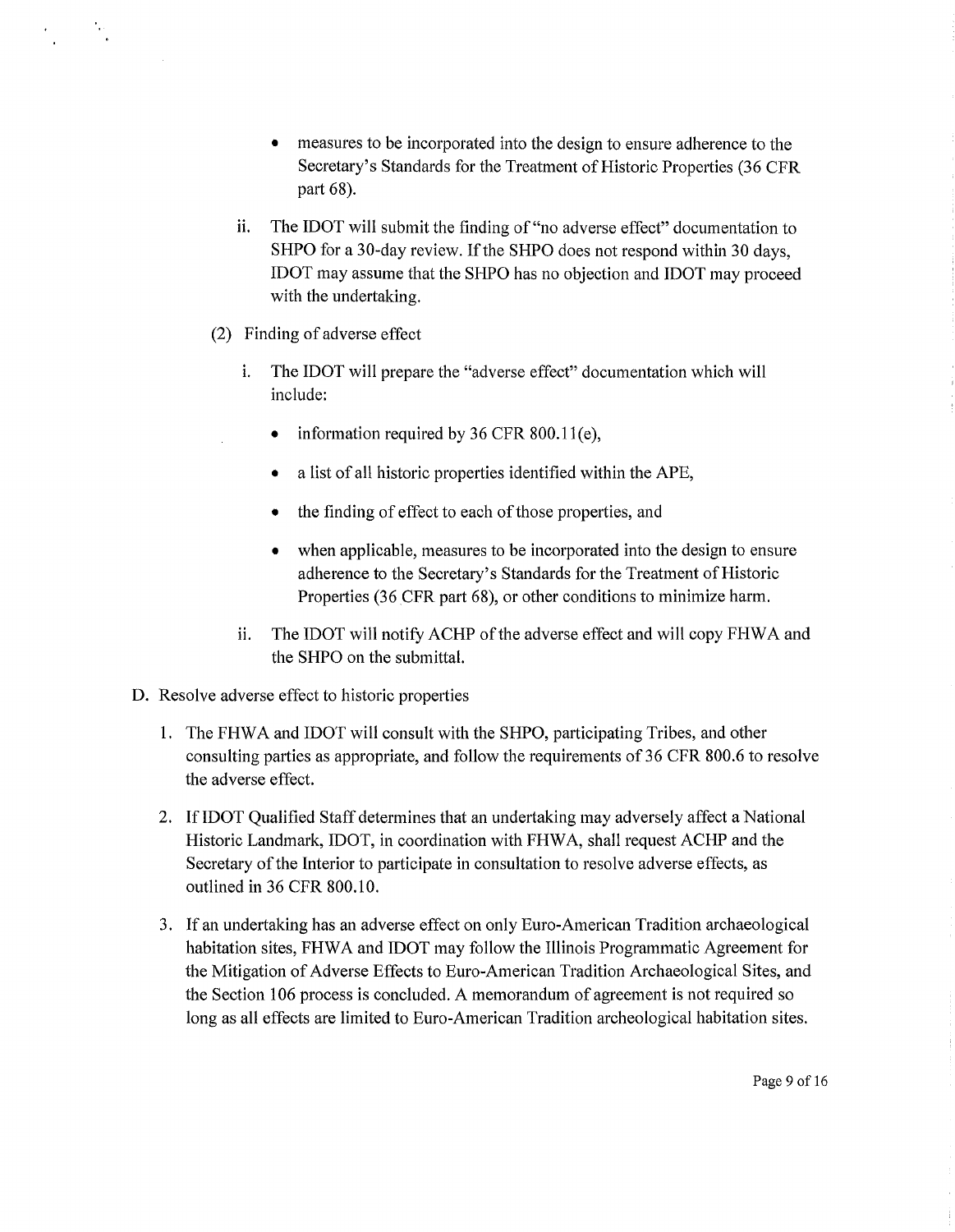- measures to be incorporated into the design to ensure adherence to the Secretary's Standards for the Treatment of Historic Properties (36 CFR part 68).

ii. The IDOT will submit the finding of "no adverse effect" documentation to SHPO for a 30-day review. If the SHPO does not respond within 30 days, IDOT may assume that the SHPO has no objection and IDOT may proceed with the undertaking.

(2) Finding of adverse effect

i. The IDOT will prepare the "adverse effect" documentation which will include:

- information required by 36 CFR 800.11(e),
- a list of all historic properties identified within the APE,
- the finding of effect to each of those properties, and
- when applicable, measures to be incorporated into the design to ensure adherence to the Secretary's Standards for the Treatment of Historic Properties (36 CFR part 68), or other conditions to minimize harm.

ii. The IDOT will notify ACHP of the adverse effect and will copy FHWA and the SHPO on the submittal.

D. Resolve adverse effect to historic properties

1. The FHWA and IDOT will consult with the SHPO, participating Tribes, and other consulting parties as appropriate, and follow the requirements of 36 CFR 800.6 to resolve the adverse effect.

2. If IDOT Qualified Staff determines that an undertaking may adversely affect a National Historic Landmark, IDOT, in coordination with FHWA, shall request ACHP and the Secretary of the Interior to participate in consultation to resolve adverse effects, as outlined in 36 CFR 800.10.

3. If an undertaking has an adverse effect on only Euro-American Tradition archaeological habitation sites, FHWA and IDOT may follow the Illinois Programmatic Agreement for the Mitigation of Adverse Effects to Euro-American Tradition Archaeological Sites, and the Section 106 process is concluded. A memorandum of agreement is not required so long as all effects are limited to Euro-American Tradition archeological habitation sites.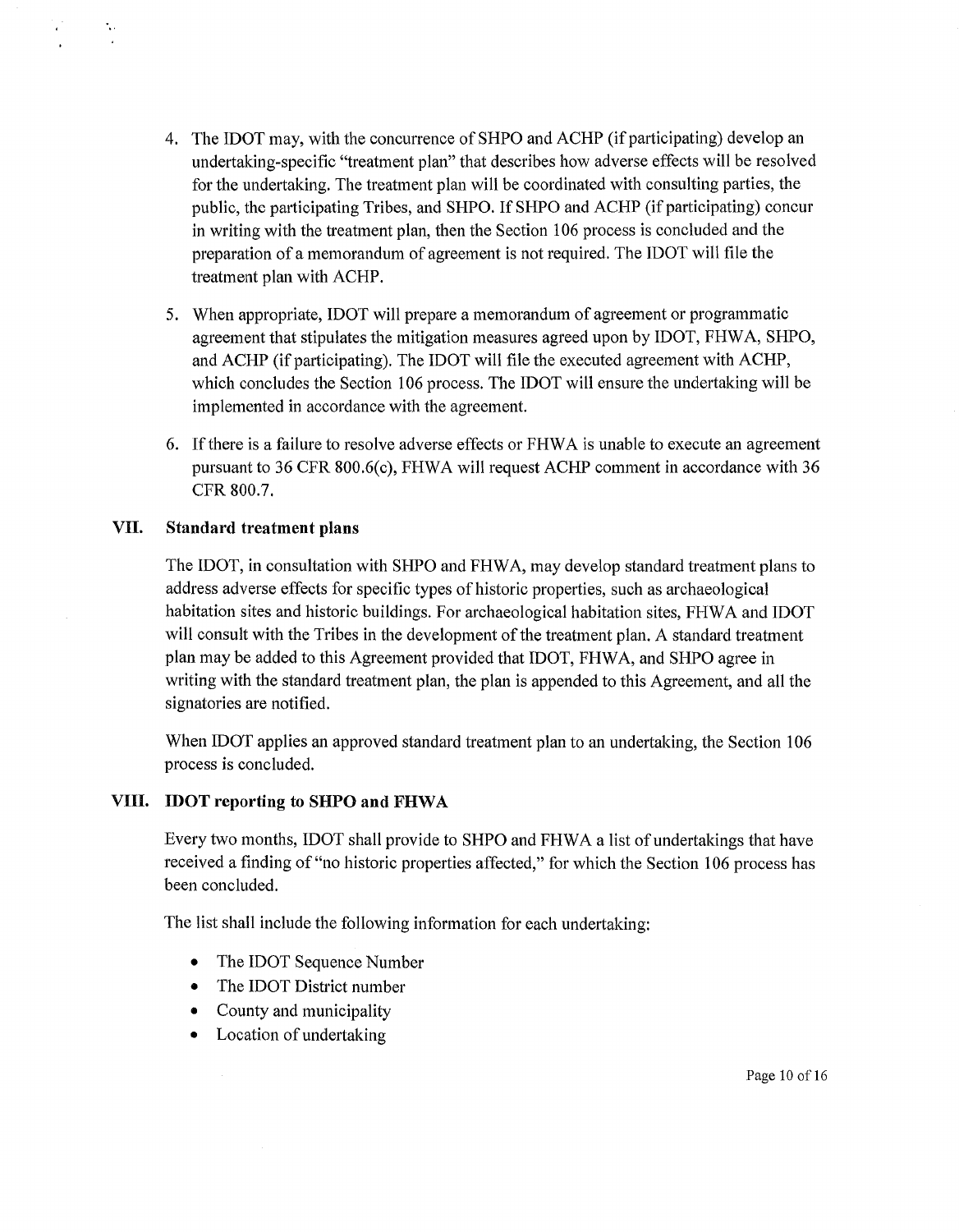4. The IDOT may, with the concurrence of SHPO and ACHP (if participating) develop an undertaking-specific "treatment plan" that describes how adverse effects will be resolved for the undertaking. The treatment plan will be coordinated with consulting parties, the public, the participating Tribes, and SHPO. If SHPO and ACHP (if participating) concur in writing with the treatment plan, then the Section 106 process is concluded and the preparation of a memorandum of agreement is not required. The IDOT will file the treatment plan with ACHP.

5. When appropriate, IDOT will prepare a memorandum of agreement or programmatic agreement that stipulates the mitigation measures agreed upon by IDOT, FHWA, SHPO, and ACHP (if participating). The IDOT will file the executed agreement with ACHP, which concludes the Section 106 process. The IDOT will ensure the undertaking will be implemented in accordance with the agreement.

6. If there is a failure to resolve adverse effects or FHWA is unable to execute an agreement pursuant to 36 CFR 800.6(c), FHWA will request ACHP comment in accordance with 36 CFR 800.7.

## VII. Standard treatment plans

The IDOT, in consultation with SHPO and FHWA, may develop standard treatment plans to address adverse effects for specific types of historic properties, such as archaeological habitation sites and historic buildings. For archaeological habitation sites, FHWA and IDOT will consult with the Tribes in the development of the treatment plan. A standard treatment plan may be added to this Agreement provided that IDOT, FHWA, and SHPO agree in writing with the standard treatment plan, the plan is appended to this Agreement, and all the signatories are notified.

When IDOT applies an approved standard treatment plan to an undertaking, the Section 106 process is concluded.

## VIII. IDOT reporting to SHPO and FHWA

Every two months, IDOT shall provide to SHPO and FHWA a list of undertakings that have received a finding of "no historic properties affected," for which the Section 106 process has been concluded.

The list shall include the following information for each undertaking:

- The IDOT Sequence Number
- The IDOT District number
- County and municipality
- Location of undertaking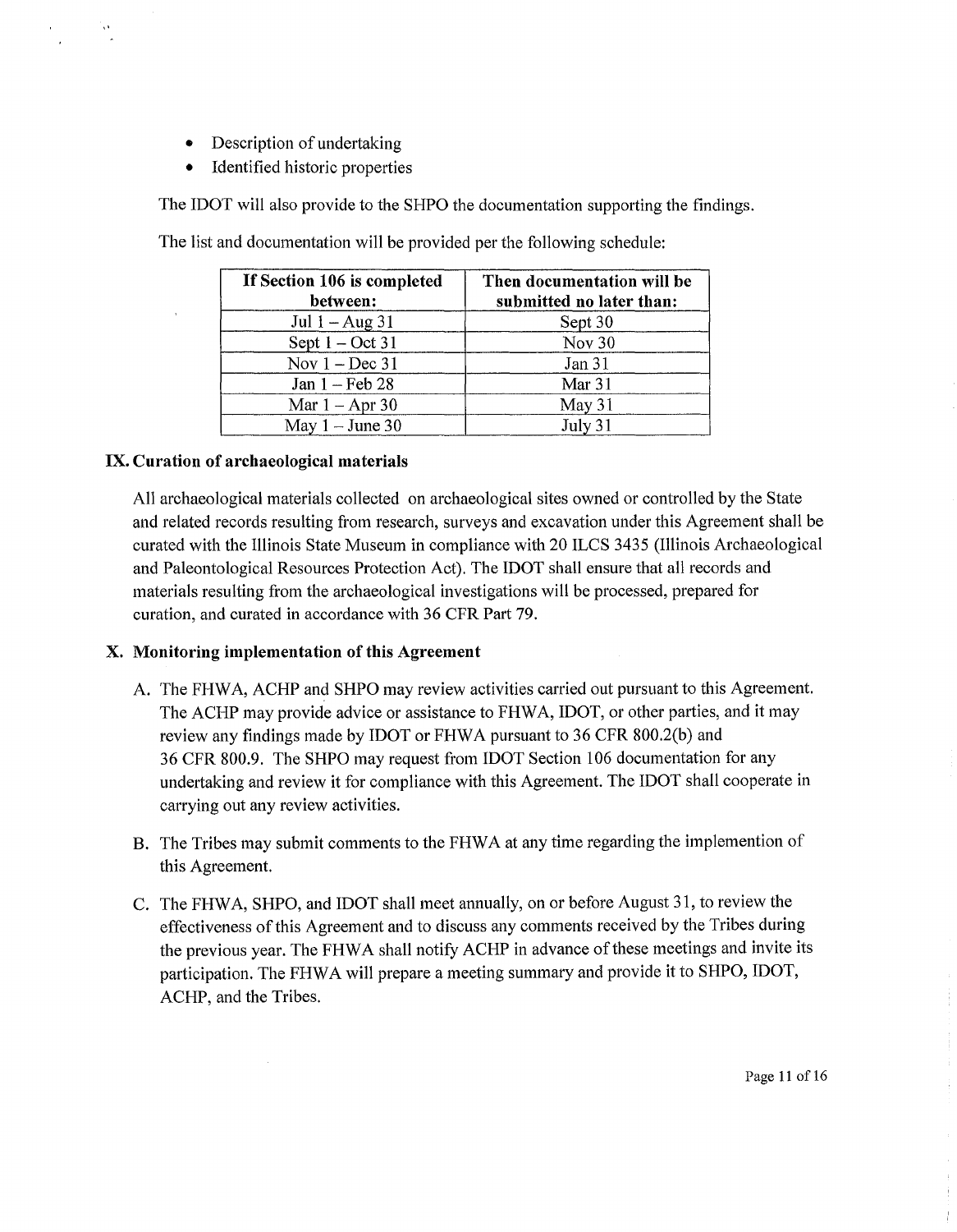- Description of undertaking
- Identified historic properties

The IDOT will also provide to the SHPO the documentation supporting the findings.

The list and documentation will be provided per the following schedule:

| If Section 106 is completed between: | Then documentation will be submitted no later than: |
|---|---|
| Jul 1 – Aug 31 | Sept 30 |
| Sept 1 – Oct 31 | Nov 30 |
| Nov 1 – Dec 31 | Jan 31 |
| Jan 1 – Feb 28 | Mar 31 |
| Mar 1 – Apr 30 | May 31 |
| May 1 – June 30 | July 31 |

## IX. Curation of archaeological materials

All archaeological materials collected on archaeological sites owned or controlled by the State and related records resulting from research, surveys and excavation under this Agreement shall be curated with the Illinois State Museum in compliance with 20 ILCS 3435 (Illinois Archaeological and Paleontological Resources Protection Act). The IDOT shall ensure that all records and materials resulting from the archaeological investigations will be processed, prepared for curation, and curated in accordance with 36 CFR Part 79.

## X. Monitoring implementation of this Agreement

A. The FHWA, ACHP and SHPO may review activities carried out pursuant to this Agreement. The ACHP may provide advice or assistance to FHWA, IDOT, or other parties, and it may review any findings made by IDOT or FHWA pursuant to 36 CFR 800.2(b) and 36 CFR 800.9. The SHPO may request from IDOT Section 106 documentation for any undertaking and review it for compliance with this Agreement. The IDOT shall cooperate in carrying out any review activities.

B. The Tribes may submit comments to the FHWA at any time regarding the implemention of this Agreement.

C. The FHWA, SHPO, and IDOT shall meet annually, on or before August 31, to review the effectiveness of this Agreement and to discuss any comments received by the Tribes during the previous year. The FHWA shall notify ACHP in advance of these meetings and invite its participation. The FHWA will prepare a meeting summary and provide it to SHPO, IDOT, ACHP, and the Tribes.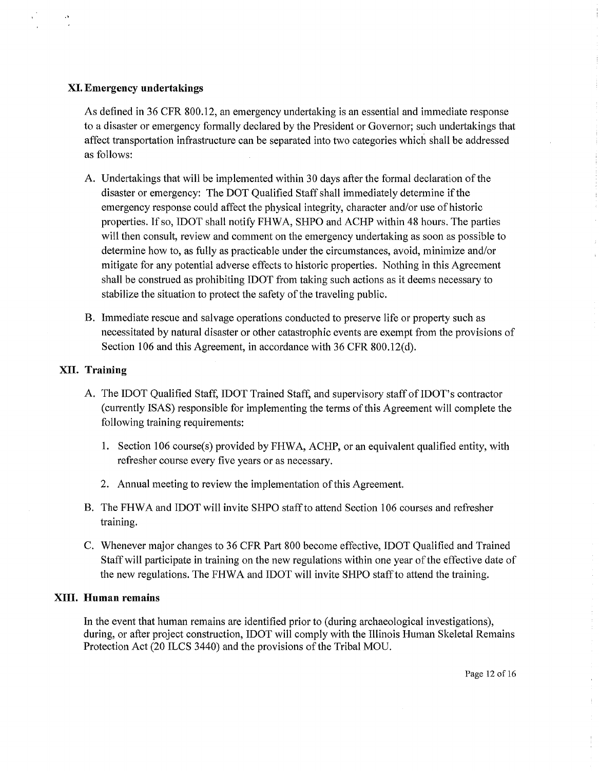## XI. Emergency undertakings

As defined in 36 CFR 800.12, an emergency undertaking is an essential and immediate response to a disaster or emergency formally declared by the President or Governor; such undertakings that affect transportation infrastructure can be separated into two categories which shall be addressed as follows:

A. Undertakings that will be implemented within 30 days after the formal declaration of the disaster or emergency: The DOT Qualified Staff shall immediately determine if the emergency response could affect the physical integrity, character and/or use of historic properties. If so, IDOT shall notify FHWA, SHPO and ACHP within 48 hours. The parties will then consult, review and comment on the emergency undertaking as soon as possible to determine how to, as fully as practicable under the circumstances, avoid, minimize and/or mitigate for any potential adverse effects to historic properties. Nothing in this Agreement shall be construed as prohibiting IDOT from taking such actions as it deems necessary to stabilize the situation to protect the safety of the traveling public.

B. Immediate rescue and salvage operations conducted to preserve life or property such as necessitated by natural disaster or other catastrophic events are exempt from the provisions of Section 106 and this Agreement, in accordance with 36 CFR 800.12(d).

## XII. Training

A. The IDOT Qualified Staff, IDOT Trained Staff, and supervisory staff of IDOT's contractor (currently ISAS) responsible for implementing the terms of this Agreement will complete the following training requirements:

   1. Section 106 course(s) provided by FHWA, ACHP, or an equivalent qualified entity, with refresher course every five years or as necessary.

   2. Annual meeting to review the implementation of this Agreement.

B. The FHWA and IDOT will invite SHPO staff to attend Section 106 courses and refresher training.

C. Whenever major changes to 36 CFR Part 800 become effective, IDOT Qualified and Trained Staff will participate in training on the new regulations within one year of the effective date of the new regulations. The FHWA and IDOT will invite SHPO staff to attend the training.

## XIII. Human remains

In the event that human remains are identified prior to (during archaeological investigations), during, or after project construction, IDOT will comply with the Illinois Human Skeletal Remains Protection Act (20 ILCS 3440) and the provisions of the Tribal MOU.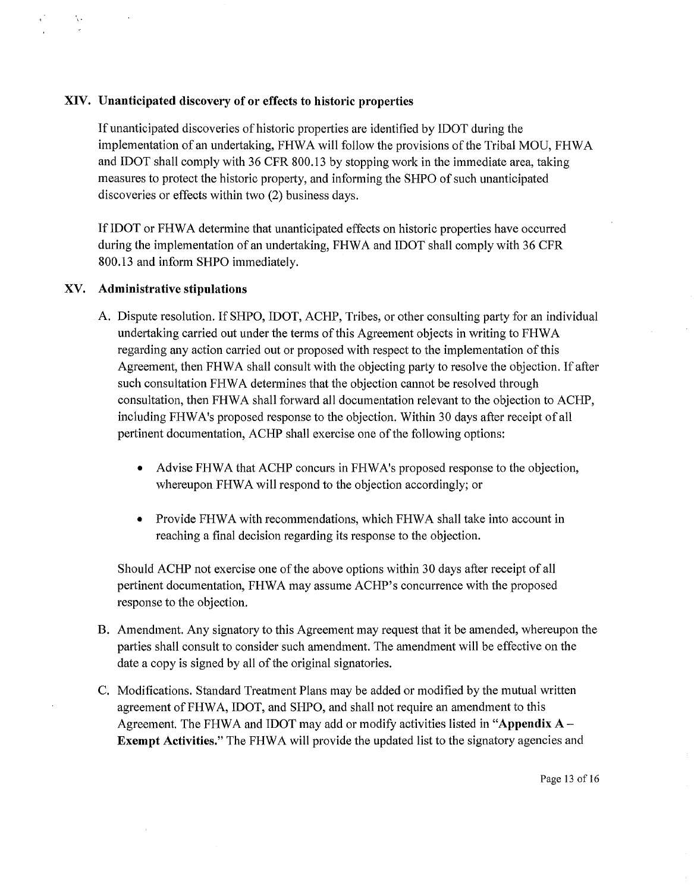## XIV. Unanticipated discovery of or effects to historic properties

If unanticipated discoveries of historic properties are identified by IDOT during the implementation of an undertaking, FHWA will follow the provisions of the Tribal MOU, FHWA and IDOT shall comply with 36 CFR 800.13 by stopping work in the immediate area, taking measures to protect the historic property, and informing the SHPO of such unanticipated discoveries or effects within two (2) business days.

If IDOT or FHWA determine that unanticipated effects on historic properties have occurred during the implementation of an undertaking, FHWA and IDOT shall comply with 36 CFR 800.13 and inform SHPO immediately.

## XV. Administrative stipulations

A. Dispute resolution. If SHPO, IDOT, ACHP, Tribes, or other consulting party for an individual undertaking carried out under the terms of this Agreement objects in writing to FHWA regarding any action carried out or proposed with respect to the implementation of this Agreement, then FHWA shall consult with the objecting party to resolve the objection. If after such consultation FHWA determines that the objection cannot be resolved through consultation, then FHWA shall forward all documentation relevant to the objection to ACHP, including FHWA's proposed response to the objection. Within 30 days after receipt of all pertinent documentation, ACHP shall exercise one of the following options:

- Advise FHWA that ACHP concurs in FHWA's proposed response to the objection, whereupon FHWA will respond to the objection accordingly; or
- Provide FHWA with recommendations, which FHWA shall take into account in reaching a final decision regarding its response to the objection.

Should ACHP not exercise one of the above options within 30 days after receipt of all pertinent documentation, FHWA may assume ACHP's concurrence with the proposed response to the objection.

B. Amendment. Any signatory to this Agreement may request that it be amended, whereupon the parties shall consult to consider such amendment. The amendment will be effective on the date a copy is signed by all of the original signatories.

C. Modifications. Standard Treatment Plans may be added or modified by the mutual written agreement of FHWA, IDOT, and SHPO, and shall not require an amendment to this Agreement. The FHWA and IDOT may add or modify activities listed in "**Appendix A – Exempt Activities.**" The FHWA will provide the updated list to the signatory agencies and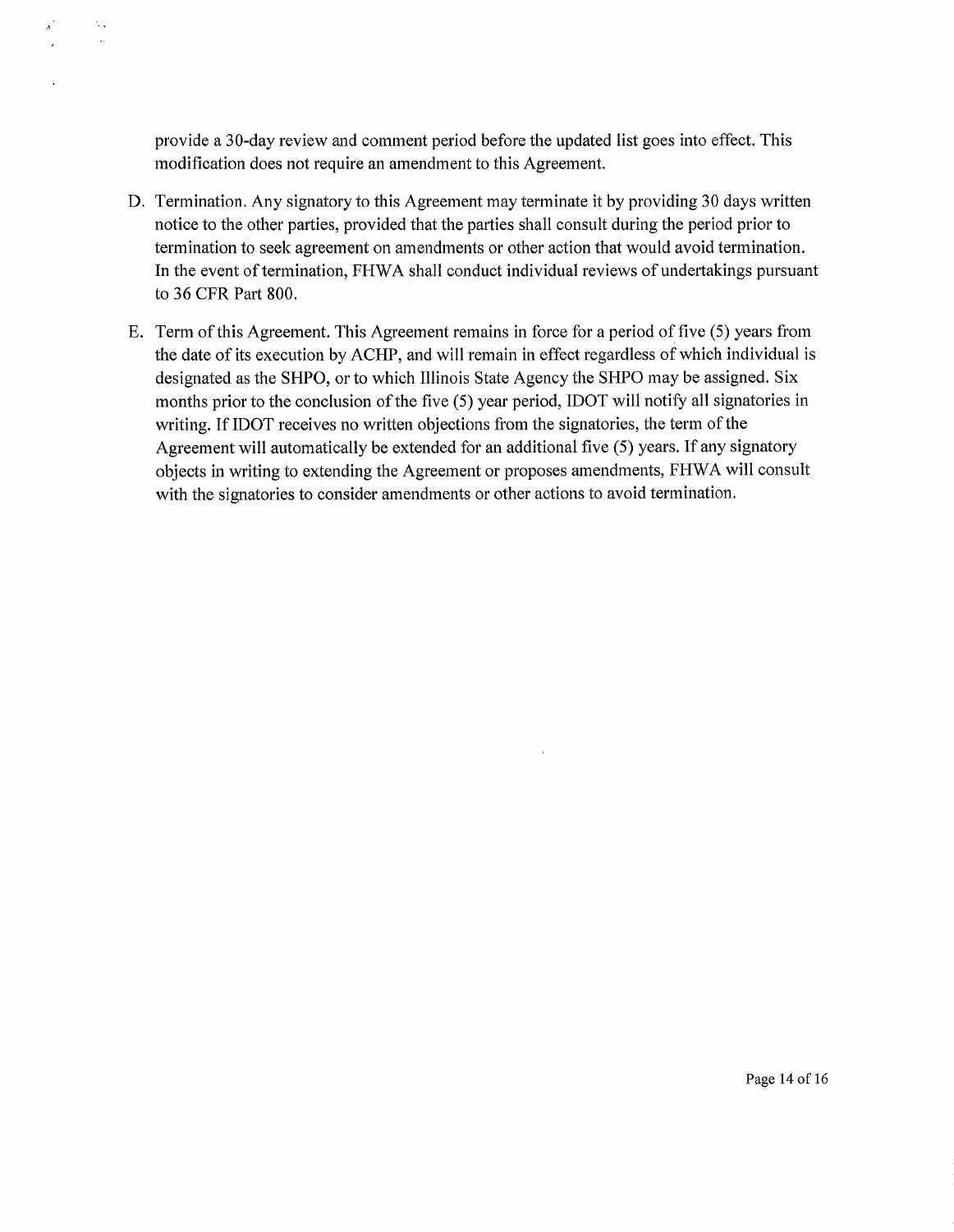provide a 30-day review and comment period before the updated list goes into effect. This modification does not require an amendment to this Agreement.

D. Termination. Any signatory to this Agreement may terminate it by providing 30 days written notice to the other parties, provided that the parties shall consult during the period prior to termination to seek agreement on amendments or other action that would avoid termination. In the event of termination, FHWA shall conduct individual reviews of undertakings pursuant to 36 CFR Part 800.

E. Term of this Agreement. This Agreement remains in force for a period of five (5) years from the date of its execution by ACHP, and will remain in effect regardless of which individual is designated as the SHPO, or to which Illinois State Agency the SHPO may be assigned. Six months prior to the conclusion of the five (5) year period, IDOT will notify all signatories in writing. If IDOT receives no written objections from the signatories, the term of the Agreement will automatically be extended for an additional five (5) years. If any signatory objects in writing to extending the Agreement or proposes amendments, FHWA will consult with the signatories to consider amendments or other actions to avoid termination.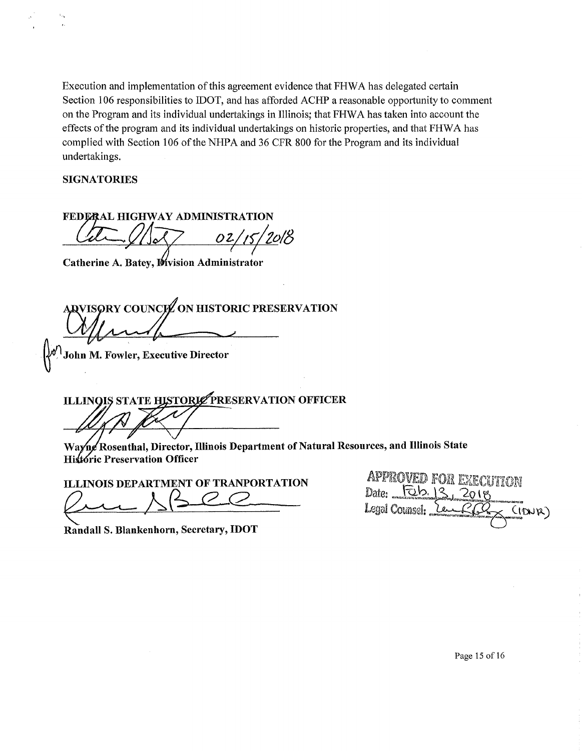Execution and implementation of this agreement evidence that FHWA has delegated certain Section 106 responsibilities to IDOT, and has afforded ACHP a reasonable opportunity to comment on the Program and its individual undertakings in Illinois; that FHWA has taken into account the effects of the program and its individual undertakings on historic properties, and that FHWA has complied with Section 106 of the NHPA and 36 CFR 800 for the Program and its individual undertakings.

**SIGNATORIES**

**FEDERAL HIGHWAY ADMINISTRATION**

_________________________ 02/15/2018

**Catherine A. Batey, Division Administrator**

**ADVISORY COUNCIL ON HISTORIC PRESERVATION**

_________________________

for **John M. Fowler, Executive Director**

**ILLINOIS STATE HISTORIC PRESERVATION OFFICER**

_________________________

**Wayne Rosenthal, Director, Illinois Department of Natural Resources, and Illinois State Historic Preservation Officer**

**ILLINOIS DEPARTMENT OF TRANPORTATION**

_________________________

**Randall S. Blankenhorn, Secretary, IDOT**

APPROVED FOR EXECUTION
Date: Feb. 13, 2018
Legal Counsel: _________ (IDNR)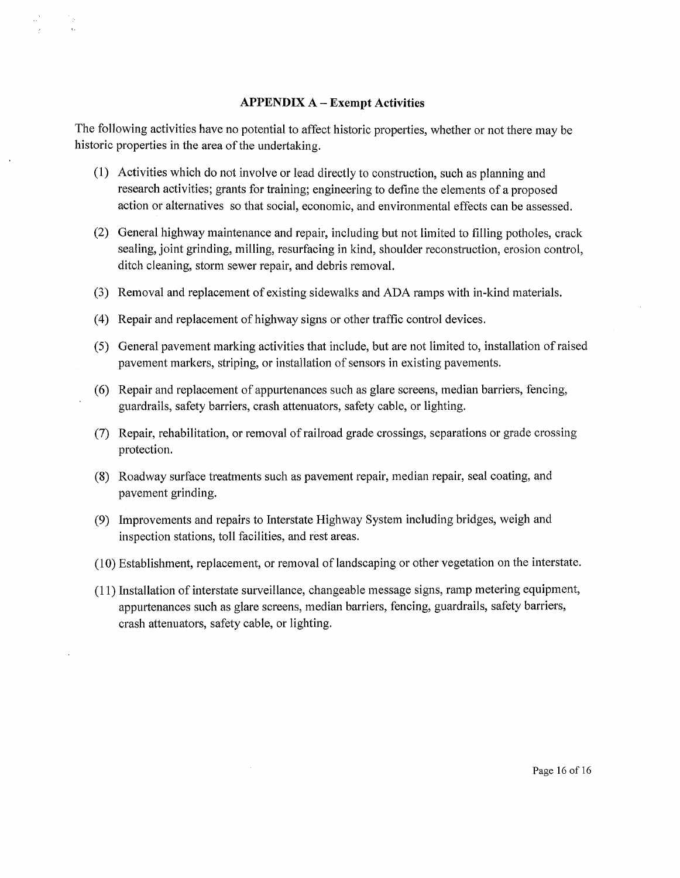## APPENDIX A – Exempt Activities

The following activities have no potential to affect historic properties, whether or not there may be historic properties in the area of the undertaking.

(1) Activities which do not involve or lead directly to construction, such as planning and research activities; grants for training; engineering to define the elements of a proposed action or alternatives so that social, economic, and environmental effects can be assessed.

(2) General highway maintenance and repair, including but not limited to filling potholes, crack sealing, joint grinding, milling, resurfacing in kind, shoulder reconstruction, erosion control, ditch cleaning, storm sewer repair, and debris removal.

(3) Removal and replacement of existing sidewalks and ADA ramps with in-kind materials.

(4) Repair and replacement of highway signs or other traffic control devices.

(5) General pavement marking activities that include, but are not limited to, installation of raised pavement markers, striping, or installation of sensors in existing pavements.

(6) Repair and replacement of appurtenances such as glare screens, median barriers, fencing, guardrails, safety barriers, crash attenuators, safety cable, or lighting.

(7) Repair, rehabilitation, or removal of railroad grade crossings, separations or grade crossing protection.

(8) Roadway surface treatments such as pavement repair, median repair, seal coating, and pavement grinding.

(9) Improvements and repairs to Interstate Highway System including bridges, weigh and inspection stations, toll facilities, and rest areas.

(10) Establishment, replacement, or removal of landscaping or other vegetation on the interstate.

(11) Installation of interstate surveillance, changeable message signs, ramp metering equipment, appurtenances such as glare screens, median barriers, fencing, guardrails, safety barriers, crash attenuators, safety cable, or lighting.